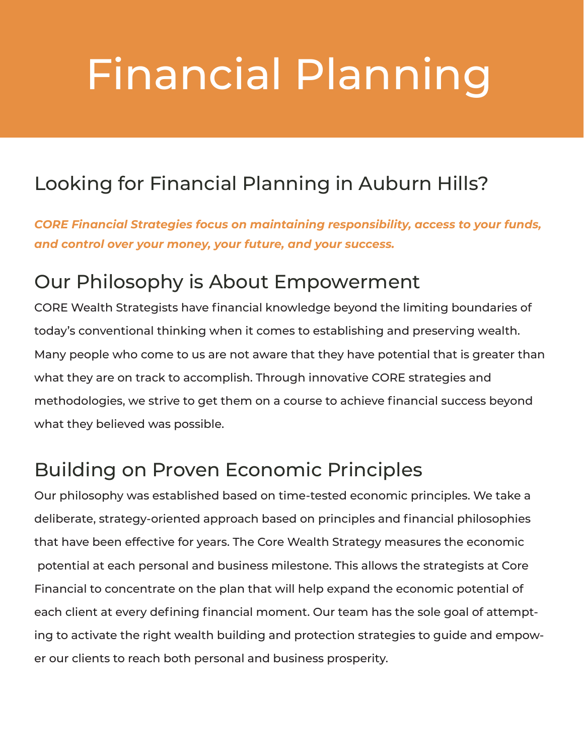# Financial Planning

## Looking for Financial Planning in Auburn Hills?

***CORE Financial Strategies focus on maintaining responsibility, access to your funds, and control over your money, your future, and your success.***

## Our Philosophy is About Empowerment

CORE Wealth Strategists have financial knowledge beyond the limiting boundaries of today's conventional thinking when it comes to establishing and preserving wealth. Many people who come to us are not aware that they have potential that is greater than what they are on track to accomplish. Through innovative CORE strategies and methodologies, we strive to get them on a course to achieve financial success beyond what they believed was possible.

## Building on Proven Economic Principles

Our philosophy was established based on time-tested economic principles. We take a deliberate, strategy-oriented approach based on principles and financial philosophies that have been effective for years. The Core Wealth Strategy measures the economic potential at each personal and business milestone. This allows the strategists at Core Financial to concentrate on the plan that will help expand the economic potential of each client at every defining financial moment. Our team has the sole goal of attempting to activate the right wealth building and protection strategies to guide and empower our clients to reach both personal and business prosperity.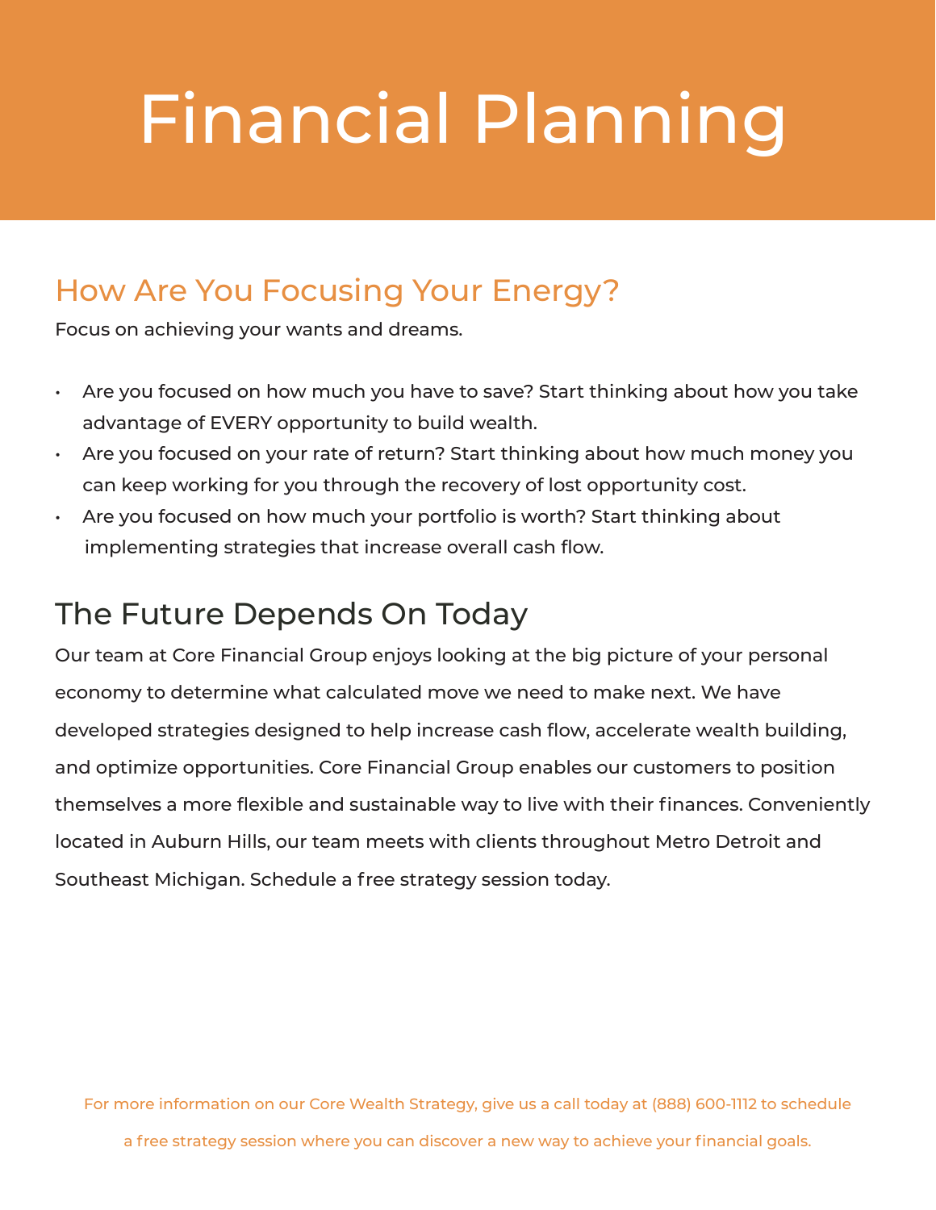# Financial Planning

## How Are You Focusing Your Energy?

Focus on achieving your wants and dreams.

- Are you focused on how much you have to save? Start thinking about how you take advantage of EVERY opportunity to build wealth.
- Are you focused on your rate of return? Start thinking about how much money you can keep working for you through the recovery of lost opportunity cost.
- Are you focused on how much your portfolio is worth? Start thinking about implementing strategies that increase overall cash flow.

## The Future Depends On Today

Our team at Core Financial Group enjoys looking at the big picture of your personal economy to determine what calculated move we need to make next. We have developed strategies designed to help increase cash flow, accelerate wealth building, and optimize opportunities. Core Financial Group enables our customers to position themselves a more flexible and sustainable way to live with their finances. Conveniently located in Auburn Hills, our team meets with clients throughout Metro Detroit and Southeast Michigan. Schedule a free strategy session today.

For more information on our Core Wealth Strategy, give us a call today at (888) 600-1112 to schedule a free strategy session where you can discover a new way to achieve your financial goals.